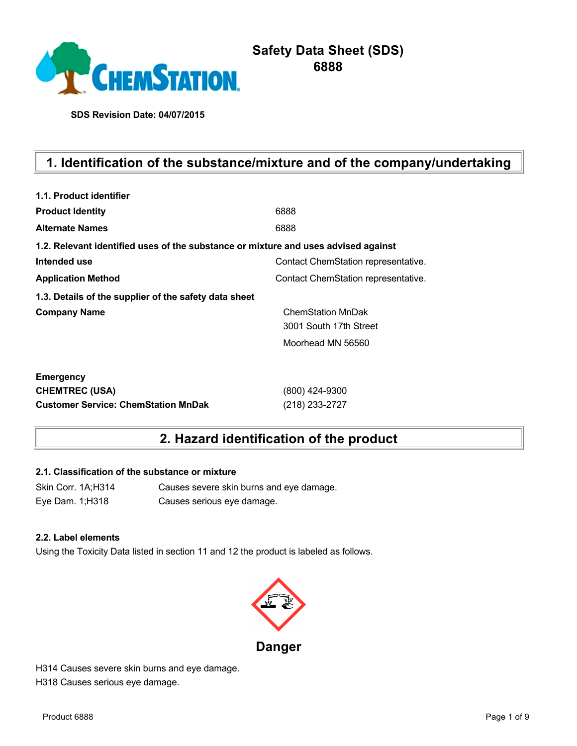# Safety Data Sheet (SDS)
# 6888

**SDS Revision Date: 04/07/2015**

## 1. Identification of the substance/mixture and of the company/undertaking

**1.1. Product identifier**

| | |
|---|---|
| **Product Identity** | 6888 |
| **Alternate Names** | 6888 |

**1.2. Relevant identified uses of the substance or mixture and uses advised against**

| | |
|---|---|
| **Intended use** | Contact ChemStation representative. |
| **Application Method** | Contact ChemStation representative. |

**1.3. Details of the supplier of the safety data sheet**

| | |
|---|---|
| **Company Name** | ChemStation MnDak<br>3001 South 17th Street<br>Moorhead MN 56560 |

| | |
|---|---|
| **Emergency** | |
| **CHEMTREC (USA)** | (800) 424-9300 |
| **Customer Service: ChemStation MnDak** | (218) 233-2727 |

## 2. Hazard identification of the product

**2.1. Classification of the substance or mixture**

| | |
|---|---|
| Skin Corr. 1A;H314 | Causes severe skin burns and eye damage. |
| Eye Dam. 1;H318 | Causes serious eye damage. |

**2.2. Label elements**

Using the Toxicity Data listed in section 11 and 12 the product is labeled as follows.

**Danger**

H314 Causes severe skin burns and eye damage.
H318 Causes serious eye damage.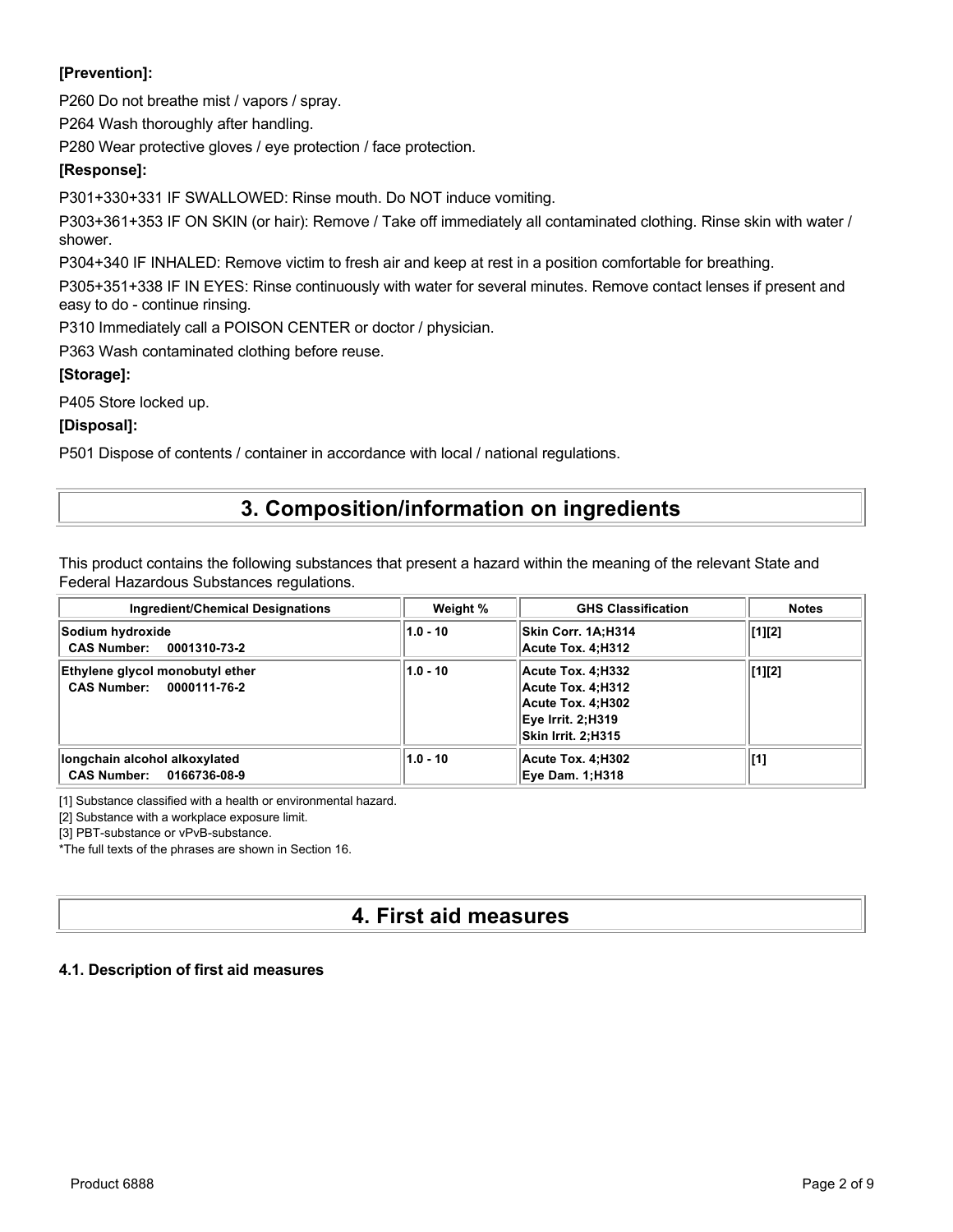**[Prevention]:**

P260 Do not breathe mist / vapors / spray.

P264 Wash thoroughly after handling.

P280 Wear protective gloves / eye protection / face protection.

**[Response]:**

P301+330+331 IF SWALLOWED: Rinse mouth. Do NOT induce vomiting.

P303+361+353 IF ON SKIN (or hair): Remove / Take off immediately all contaminated clothing. Rinse skin with water / shower.

P304+340 IF INHALED: Remove victim to fresh air and keep at rest in a position comfortable for breathing.

P305+351+338 IF IN EYES: Rinse continuously with water for several minutes. Remove contact lenses if present and easy to do - continue rinsing.

P310 Immediately call a POISON CENTER or doctor / physician.

P363 Wash contaminated clothing before reuse.

**[Storage]:**

P405 Store locked up.

**[Disposal]:**

P501 Dispose of contents / container in accordance with local / national regulations.

# 3. Composition/information on ingredients

This product contains the following substances that present a hazard within the meaning of the relevant State and Federal Hazardous Substances regulations.

| Ingredient/Chemical Designations | Weight % | GHS Classification | Notes |
|---|---|---|---|
| **Sodium hydroxide**<br>**CAS Number: 0001310-73-2** | **1.0 - 10** | **Skin Corr. 1A;H314**<br>**Acute Tox. 4;H312** | **[1][2]** |
| **Ethylene glycol monobutyl ether**<br>**CAS Number: 0000111-76-2** | **1.0 - 10** | **Acute Tox. 4;H332**<br>**Acute Tox. 4;H312**<br>**Acute Tox. 4;H302**<br>**Eye Irrit. 2;H319**<br>**Skin Irrit. 2;H315** | **[1][2]** |
| **longchain alcohol alkoxylated**<br>**CAS Number: 0166736-08-9** | **1.0 - 10** | **Acute Tox. 4;H302**<br>**Eye Dam. 1;H318** | **[1]** |

[1] Substance classified with a health or environmental hazard.

[2] Substance with a workplace exposure limit.

[3] PBT-substance or vPvB-substance.

*The full texts of the phrases are shown in Section 16.

# 4. First aid measures

### 4.1. Description of first aid measures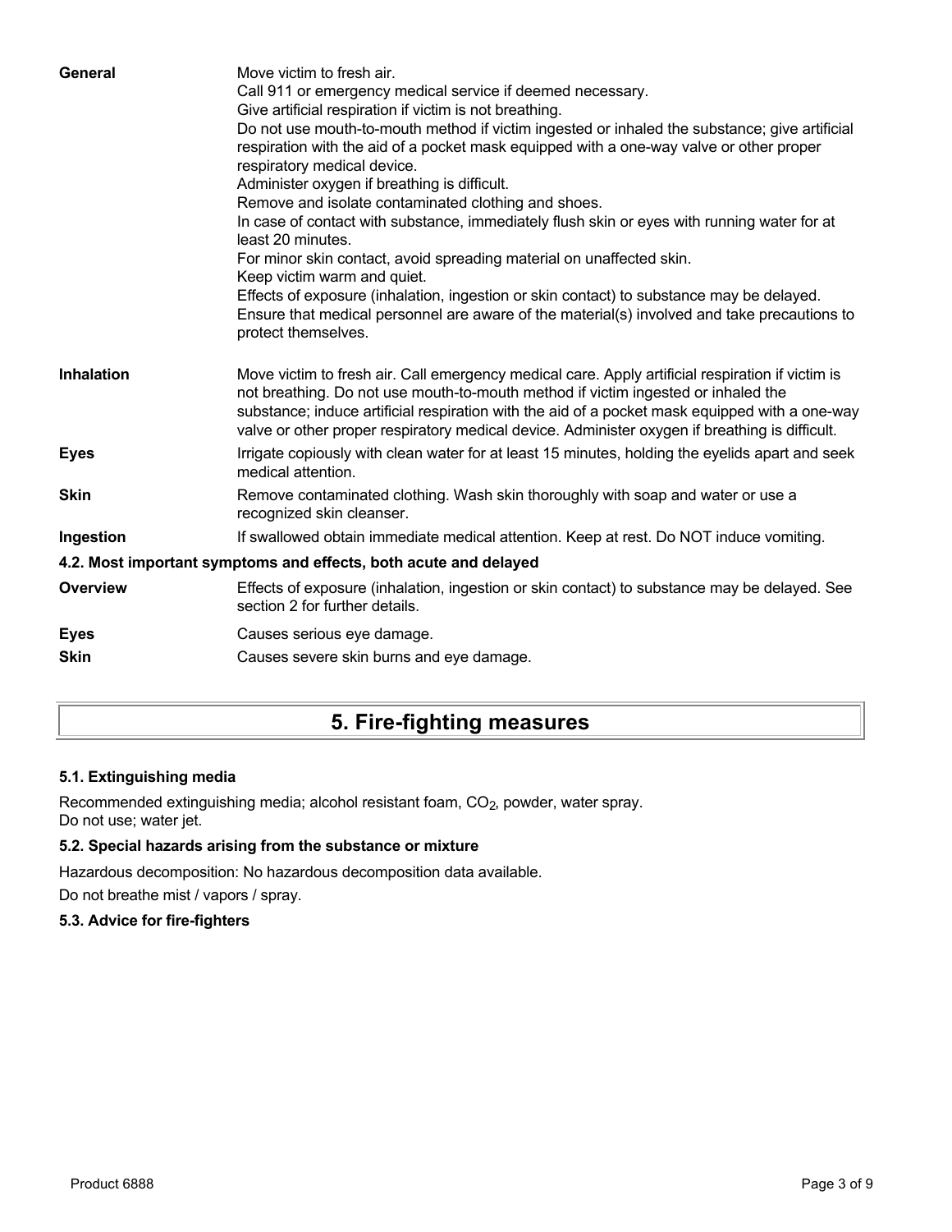| | |
|---|---|
| **General** | Move victim to fresh air.<br>Call 911 or emergency medical service if deemed necessary.<br>Give artificial respiration if victim is not breathing.<br>Do not use mouth-to-mouth method if victim ingested or inhaled the substance; give artificial respiration with the aid of a pocket mask equipped with a one-way valve or other proper respiratory medical device.<br>Administer oxygen if breathing is difficult.<br>Remove and isolate contaminated clothing and shoes.<br>In case of contact with substance, immediately flush skin or eyes with running water for at least 20 minutes.<br>For minor skin contact, avoid spreading material on unaffected skin.<br>Keep victim warm and quiet.<br>Effects of exposure (inhalation, ingestion or skin contact) to substance may be delayed.<br>Ensure that medical personnel are aware of the material(s) involved and take precautions to protect themselves. |
| **Inhalation** | Move victim to fresh air. Call emergency medical care. Apply artificial respiration if victim is not breathing. Do not use mouth-to-mouth method if victim ingested or inhaled the substance; induce artificial respiration with the aid of a pocket mask equipped with a one-way valve or other proper respiratory medical device. Administer oxygen if breathing is difficult. |
| **Eyes** | Irrigate copiously with clean water for at least 15 minutes, holding the eyelids apart and seek medical attention. |
| **Skin** | Remove contaminated clothing. Wash skin thoroughly with soap and water or use a recognized skin cleanser. |
| **Ingestion** | If swallowed obtain immediate medical attention. Keep at rest. Do NOT induce vomiting. |

### 4.2. Most important symptoms and effects, both acute and delayed

| | |
|---|---|
| **Overview** | Effects of exposure (inhalation, ingestion or skin contact) to substance may be delayed. See section 2 for further details. |
| **Eyes** | Causes serious eye damage. |
| **Skin** | Causes severe skin burns and eye damage. |

## 5. Fire-fighting measures

### 5.1. Extinguishing media

Recommended extinguishing media; alcohol resistant foam, $CO_2$, powder, water spray.
Do not use; water jet.

### 5.2. Special hazards arising from the substance or mixture

Hazardous decomposition: No hazardous decomposition data available.

Do not breathe mist / vapors / spray.

### 5.3. Advice for fire-fighters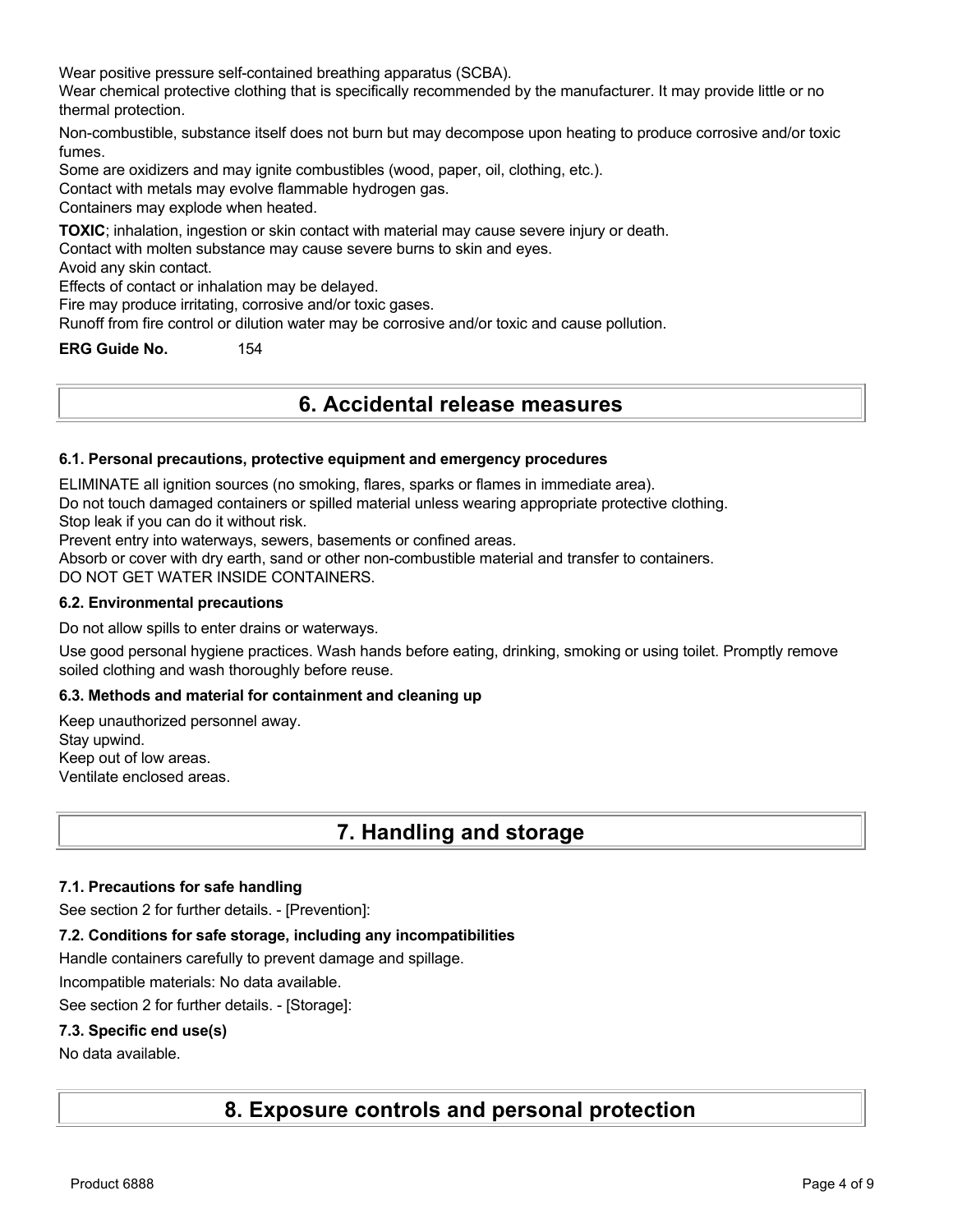Wear positive pressure self-contained breathing apparatus (SCBA).

Wear chemical protective clothing that is specifically recommended by the manufacturer. It may provide little or no thermal protection.

Non-combustible, substance itself does not burn but may decompose upon heating to produce corrosive and/or toxic fumes.

Some are oxidizers and may ignite combustibles (wood, paper, oil, clothing, etc.).

Contact with metals may evolve flammable hydrogen gas.

Containers may explode when heated.

**TOXIC**; inhalation, ingestion or skin contact with material may cause severe injury or death.

Contact with molten substance may cause severe burns to skin and eyes.

Avoid any skin contact.

Effects of contact or inhalation may be delayed.

Fire may produce irritating, corrosive and/or toxic gases.

Runoff from fire control or dilution water may be corrosive and/or toxic and cause pollution.

**ERG Guide No.** 154

# 6. Accidental release measures

### 6.1. Personal precautions, protective equipment and emergency procedures

ELIMINATE all ignition sources (no smoking, flares, sparks or flames in immediate area).

Do not touch damaged containers or spilled material unless wearing appropriate protective clothing.

Stop leak if you can do it without risk.

Prevent entry into waterways, sewers, basements or confined areas.

Absorb or cover with dry earth, sand or other non-combustible material and transfer to containers.

DO NOT GET WATER INSIDE CONTAINERS.

### 6.2. Environmental precautions

Do not allow spills to enter drains or waterways.

Use good personal hygiene practices. Wash hands before eating, drinking, smoking or using toilet. Promptly remove soiled clothing and wash thoroughly before reuse.

### 6.3. Methods and material for containment and cleaning up

Keep unauthorized personnel away.

Stay upwind.

Keep out of low areas.

Ventilate enclosed areas.

# 7. Handling and storage

### 7.1. Precautions for safe handling

See section 2 for further details. - [Prevention]:

### 7.2. Conditions for safe storage, including any incompatibilities

Handle containers carefully to prevent damage and spillage.

Incompatible materials: No data available.

See section 2 for further details. - [Storage]:

### 7.3. Specific end use(s)

No data available.

# 8. Exposure controls and personal protection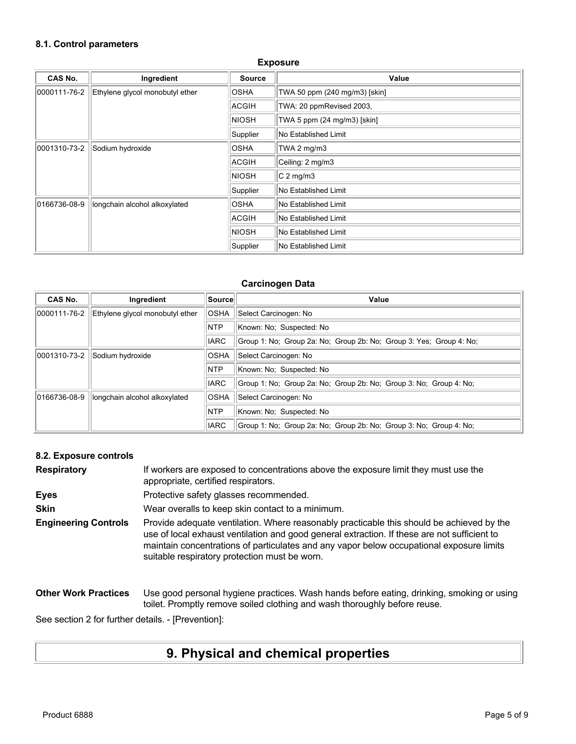### 8.1. Control parameters

**Exposure**

| CAS No. | Ingredient | Source | Value |
|---|---|---|---|
| 0000111-76-2 | Ethylene glycol monobutyl ether | OSHA | TWA 50 ppm (240 mg/m3) [skin] |
| | | ACGIH | TWA: 20 ppmRevised 2003, |
| | | NIOSH | TWA 5 ppm (24 mg/m3) [skin] |
| | | Supplier | No Established Limit |
| 0001310-73-2 | Sodium hydroxide | OSHA | TWA 2 mg/m3 |
| | | ACGIH | Ceiling: 2 mg/m3 |
| | | NIOSH | C 2 mg/m3 |
| | | Supplier | No Established Limit |
| 0166736-08-9 | longchain alcohol alkoxylated | OSHA | No Established Limit |
| | | ACGIH | No Established Limit |
| | | NIOSH | No Established Limit |
| | | Supplier | No Established Limit |

**Carcinogen Data**

| CAS No. | Ingredient | Source | Value |
|---|---|---|---|
| 0000111-76-2 | Ethylene glycol monobutyl ether | OSHA | Select Carcinogen: No |
| | | NTP | Known: No; Suspected: No |
| | | IARC | Group 1: No; Group 2a: No; Group 2b: No; Group 3: Yes; Group 4: No; |
| 0001310-73-2 | Sodium hydroxide | OSHA | Select Carcinogen: No |
| | | NTP | Known: No; Suspected: No |
| | | IARC | Group 1: No; Group 2a: No; Group 2b: No; Group 3: No; Group 4: No; |
| 0166736-08-9 | longchain alcohol alkoxylated | OSHA | Select Carcinogen: No |
| | | NTP | Known: No; Suspected: No |
| | | IARC | Group 1: No; Group 2a: No; Group 2b: No; Group 3: No; Group 4: No; |

### 8.2. Exposure controls

**Respiratory** If workers are exposed to concentrations above the exposure limit they must use the appropriate, certified respirators.

**Eyes** Protective safety glasses recommended.

**Skin** Wear overalls to keep skin contact to a minimum.

**Engineering Controls** Provide adequate ventilation. Where reasonably practicable this should be achieved by the use of local exhaust ventilation and good general extraction. If these are not sufficient to maintain concentrations of particulates and any vapor below occupational exposure limits suitable respiratory protection must be worn.

**Other Work Practices** Use good personal hygiene practices. Wash hands before eating, drinking, smoking or using toilet. Promptly remove soiled clothing and wash thoroughly before reuse.

See section 2 for further details. - [Prevention]:

## 9. Physical and chemical properties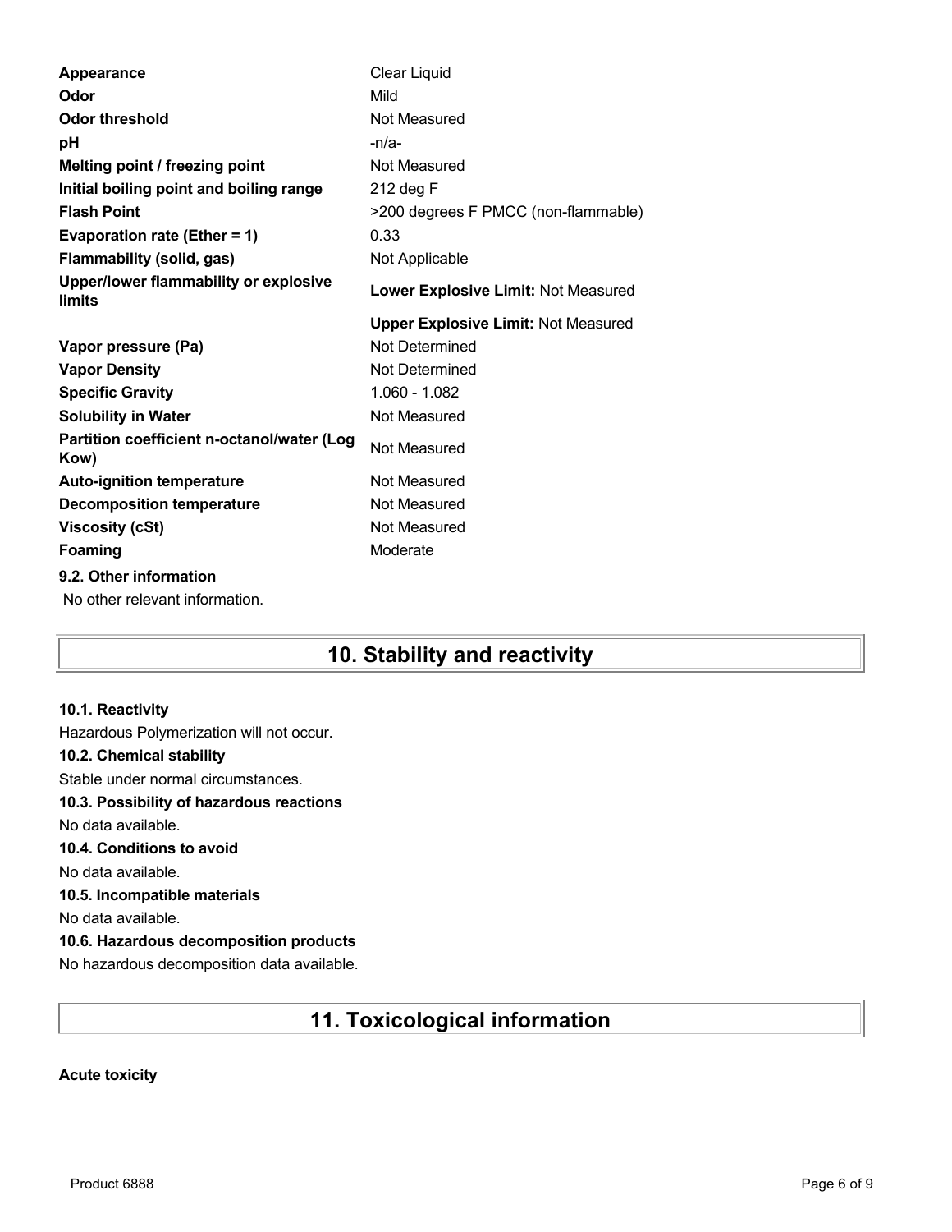| | |
|---|---|
| **Appearance** | Clear Liquid |
| **Odor** | Mild |
| **Odor threshold** | Not Measured |
| **pH** | -n/a- |
| **Melting point / freezing point** | Not Measured |
| **Initial boiling point and boiling range** | 212 deg F |
| **Flash Point** | >200 degrees F PMCC (non-flammable) |
| **Evaporation rate (Ether = 1)** | 0.33 |
| **Flammability (solid, gas)** | Not Applicable |
| **Upper/lower flammability or explosive limits** | **Lower Explosive Limit:** Not Measured |
| | **Upper Explosive Limit:** Not Measured |
| **Vapor pressure (Pa)** | Not Determined |
| **Vapor Density** | Not Determined |
| **Specific Gravity** | 1.060 - 1.082 |
| **Solubility in Water** | Not Measured |
| **Partition coefficient n-octanol/water (Log Kow)** | Not Measured |
| **Auto-ignition temperature** | Not Measured |
| **Decomposition temperature** | Not Measured |
| **Viscosity (cSt)** | Not Measured |
| **Foaming** | Moderate |

**9.2. Other information**

No other relevant information.

# 10. Stability and reactivity

**10.1. Reactivity**

Hazardous Polymerization will not occur.

**10.2. Chemical stability**

Stable under normal circumstances.

**10.3. Possibility of hazardous reactions**

No data available.

**10.4. Conditions to avoid**

No data available.

**10.5. Incompatible materials**

No data available.

**10.6. Hazardous decomposition products**

No hazardous decomposition data available.

# 11. Toxicological information

**Acute toxicity**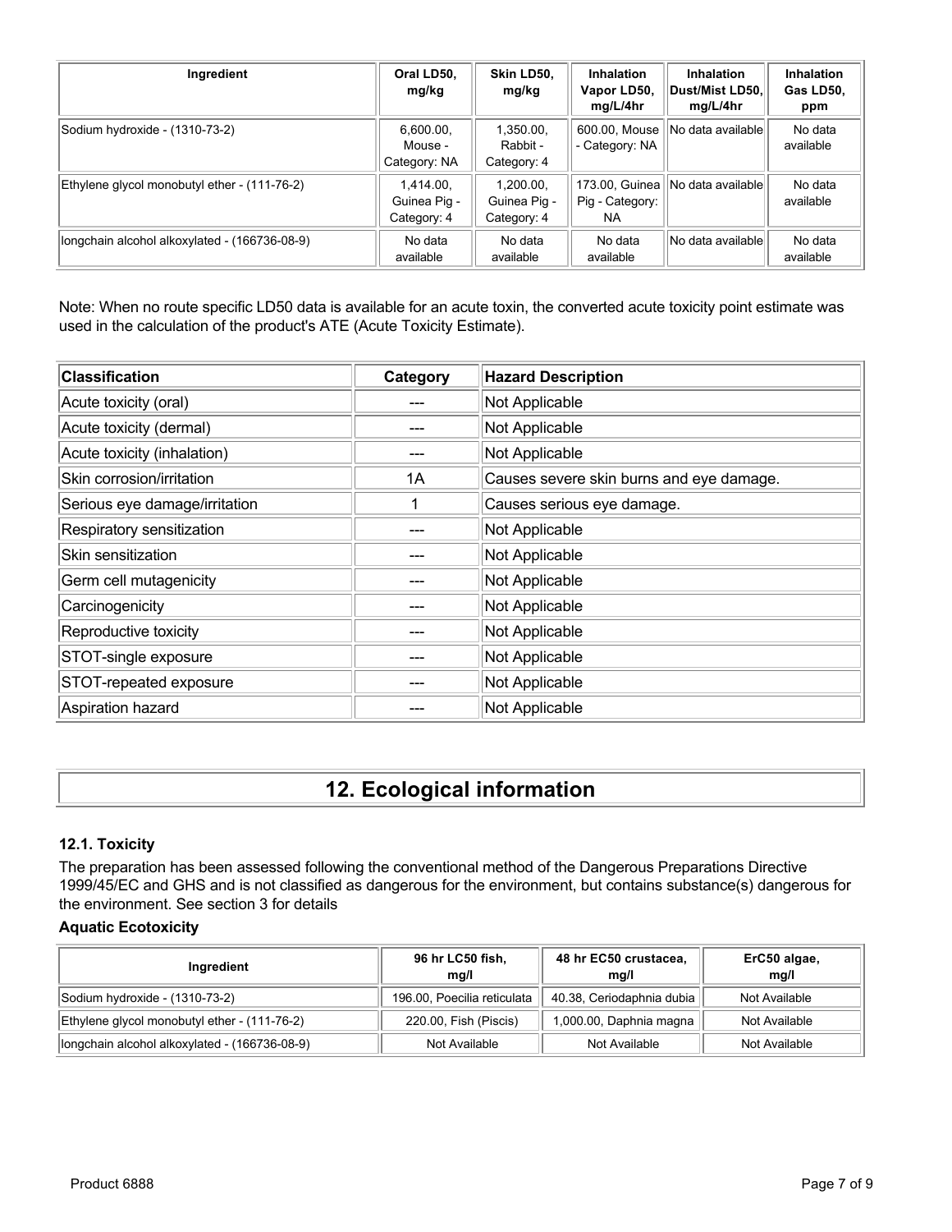| Ingredient | Oral LD50, mg/kg | Skin LD50, mg/kg | Inhalation Vapor LD50, mg/L/4hr | Inhalation Dust/Mist LD50, mg/L/4hr | Inhalation Gas LD50, ppm |
|---|---|---|---|---|---|
| Sodium hydroxide - (1310-73-2) | 6,600.00, Mouse - Category: NA | 1,350.00, Rabbit - Category: 4 | 600.00, Mouse - Category: NA | No data available | No data available |
| Ethylene glycol monobutyl ether - (111-76-2) | 1,414.00, Guinea Pig - Category: 4 | 1,200.00, Guinea Pig - Category: 4 | 173.00, Guinea Pig - Category: NA | No data available | No data available |
| longchain alcohol alkoxylated - (166736-08-9) | No data available | No data available | No data available | No data available | No data available |

Note: When no route specific LD50 data is available for an acute toxin, the converted acute toxicity point estimate was used in the calculation of the product's ATE (Acute Toxicity Estimate).

| Classification | Category | Hazard Description |
|---|---|---|
| Acute toxicity (oral) | --- | Not Applicable |
| Acute toxicity (dermal) | --- | Not Applicable |
| Acute toxicity (inhalation) | --- | Not Applicable |
| Skin corrosion/irritation | 1A | Causes severe skin burns and eye damage. |
| Serious eye damage/irritation | 1 | Causes serious eye damage. |
| Respiratory sensitization | --- | Not Applicable |
| Skin sensitization | --- | Not Applicable |
| Germ cell mutagenicity | --- | Not Applicable |
| Carcinogenicity | --- | Not Applicable |
| Reproductive toxicity | --- | Not Applicable |
| STOT-single exposure | --- | Not Applicable |
| STOT-repeated exposure | --- | Not Applicable |
| Aspiration hazard | --- | Not Applicable |

# 12. Ecological information

### 12.1. Toxicity

The preparation has been assessed following the conventional method of the Dangerous Preparations Directive 1999/45/EC and GHS and is not classified as dangerous for the environment, but contains substance(s) dangerous for the environment. See section 3 for details

**Aquatic Ecotoxicity**

| Ingredient | 96 hr LC50 fish, mg/l | 48 hr EC50 crustacea, mg/l | ErC50 algae, mg/l |
|---|---|---|---|
| Sodium hydroxide - (1310-73-2) | 196.00, Poecilia reticulata | 40.38, Ceriodaphnia dubia | Not Available |
| Ethylene glycol monobutyl ether - (111-76-2) | 220.00, Fish (Piscis) | 1,000.00, Daphnia magna | Not Available |
| longchain alcohol alkoxylated - (166736-08-9) | Not Available | Not Available | Not Available |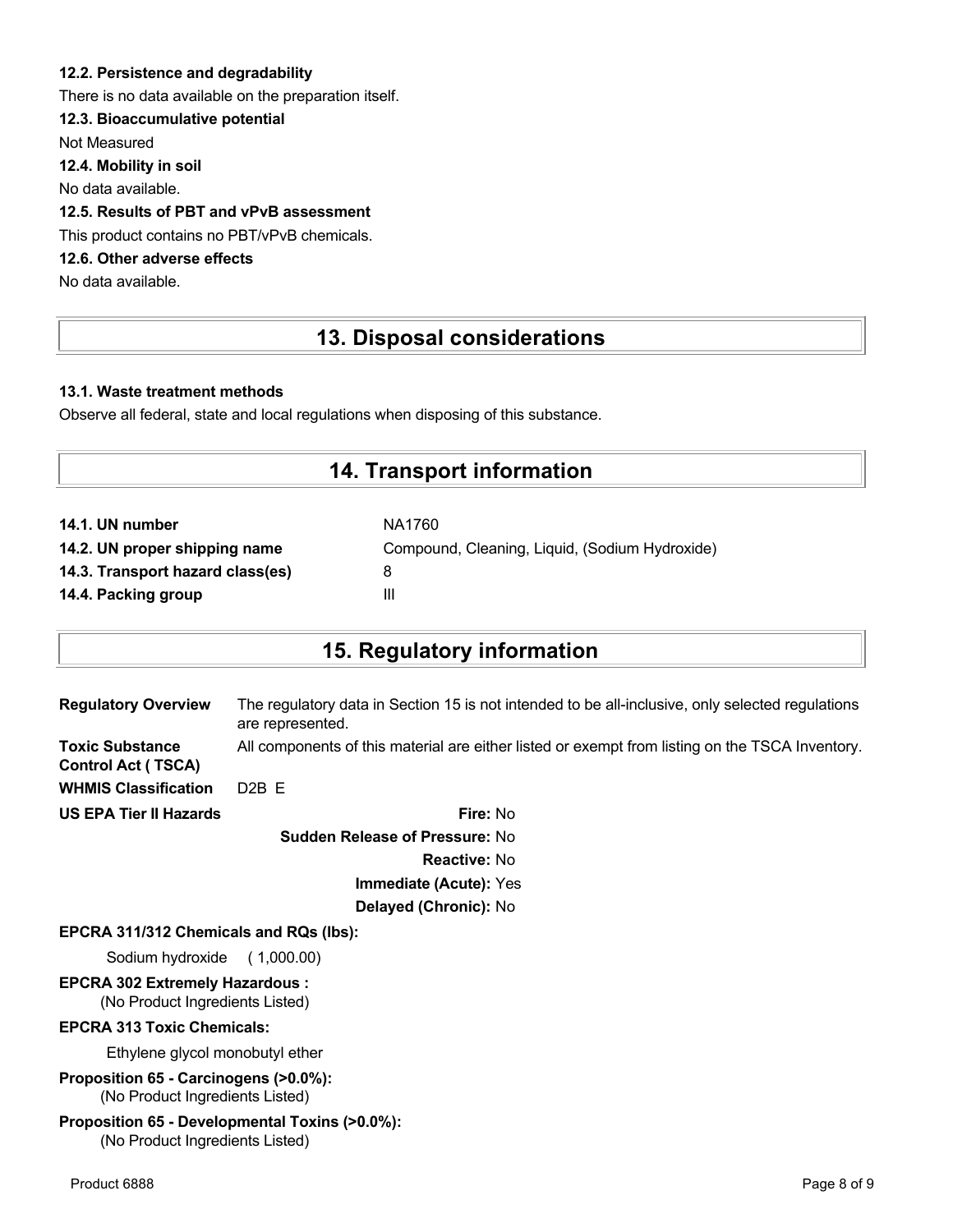### 12.2. Persistence and degradability

There is no data available on the preparation itself.

### 12.3. Bioaccumulative potential

Not Measured

### 12.4. Mobility in soil

No data available.

### 12.5. Results of PBT and vPvB assessment

This product contains no PBT/vPvB chemicals.

### 12.6. Other adverse effects

No data available.

## 13. Disposal considerations

### 13.1. Waste treatment methods

Observe all federal, state and local regulations when disposing of this substance.

## 14. Transport information

| | |
|---|---|
| **14.1. UN number** | NA1760 |
| **14.2. UN proper shipping name** | Compound, Cleaning, Liquid, (Sodium Hydroxide) |
| **14.3. Transport hazard class(es)** | 8 |
| **14.4. Packing group** | III |

## 15. Regulatory information

| | |
|---|---|
| **Regulatory Overview** | The regulatory data in Section 15 is not intended to be all-inclusive, only selected regulations are represented. |
| **Toxic Substance Control Act ( TSCA)** | All components of this material are either listed or exempt from listing on the TSCA Inventory. |
| **WHMIS Classification** | D2B E |

**US EPA Tier II Hazards**

**Fire:** No

**Sudden Release of Pressure:** No

**Reactive:** No

**Immediate (Acute):** Yes

**Delayed (Chronic):** No

**EPCRA 311/312 Chemicals and RQs (lbs):**

Sodium hydroxide ( 1,000.00)

**EPCRA 302 Extremely Hazardous :**

(No Product Ingredients Listed)

**EPCRA 313 Toxic Chemicals:**

Ethylene glycol monobutyl ether

**Proposition 65 - Carcinogens (>0.0%):**

(No Product Ingredients Listed)

**Proposition 65 - Developmental Toxins (>0.0%):**

(No Product Ingredients Listed)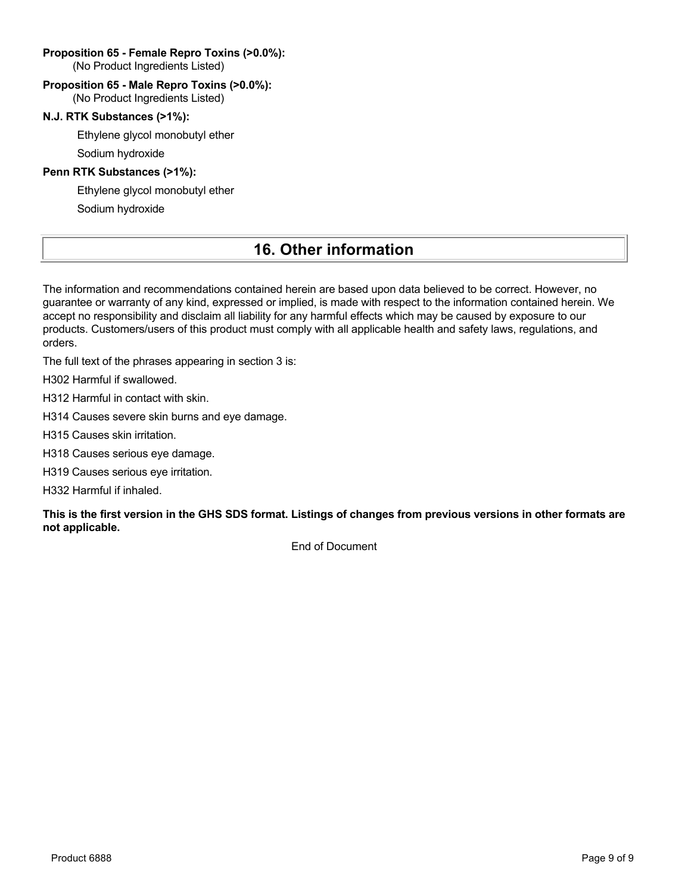**Proposition 65 - Female Repro Toxins (>0.0%):**
(No Product Ingredients Listed)

**Proposition 65 - Male Repro Toxins (>0.0%):**
(No Product Ingredients Listed)

**N.J. RTK Substances (>1%):**

Ethylene glycol monobutyl ether

Sodium hydroxide

**Penn RTK Substances (>1%):**

Ethylene glycol monobutyl ether

Sodium hydroxide

## 16. Other information

The information and recommendations contained herein are based upon data believed to be correct. However, no guarantee or warranty of any kind, expressed or implied, is made with respect to the information contained herein. We accept no responsibility and disclaim all liability for any harmful effects which may be caused by exposure to our products. Customers/users of this product must comply with all applicable health and safety laws, regulations, and orders.

The full text of the phrases appearing in section 3 is:

H302 Harmful if swallowed.

H312 Harmful in contact with skin.

H314 Causes severe skin burns and eye damage.

H315 Causes skin irritation.

H318 Causes serious eye damage.

H319 Causes serious eye irritation.

H332 Harmful if inhaled.

**This is the first version in the GHS SDS format. Listings of changes from previous versions in other formats are not applicable.**

End of Document